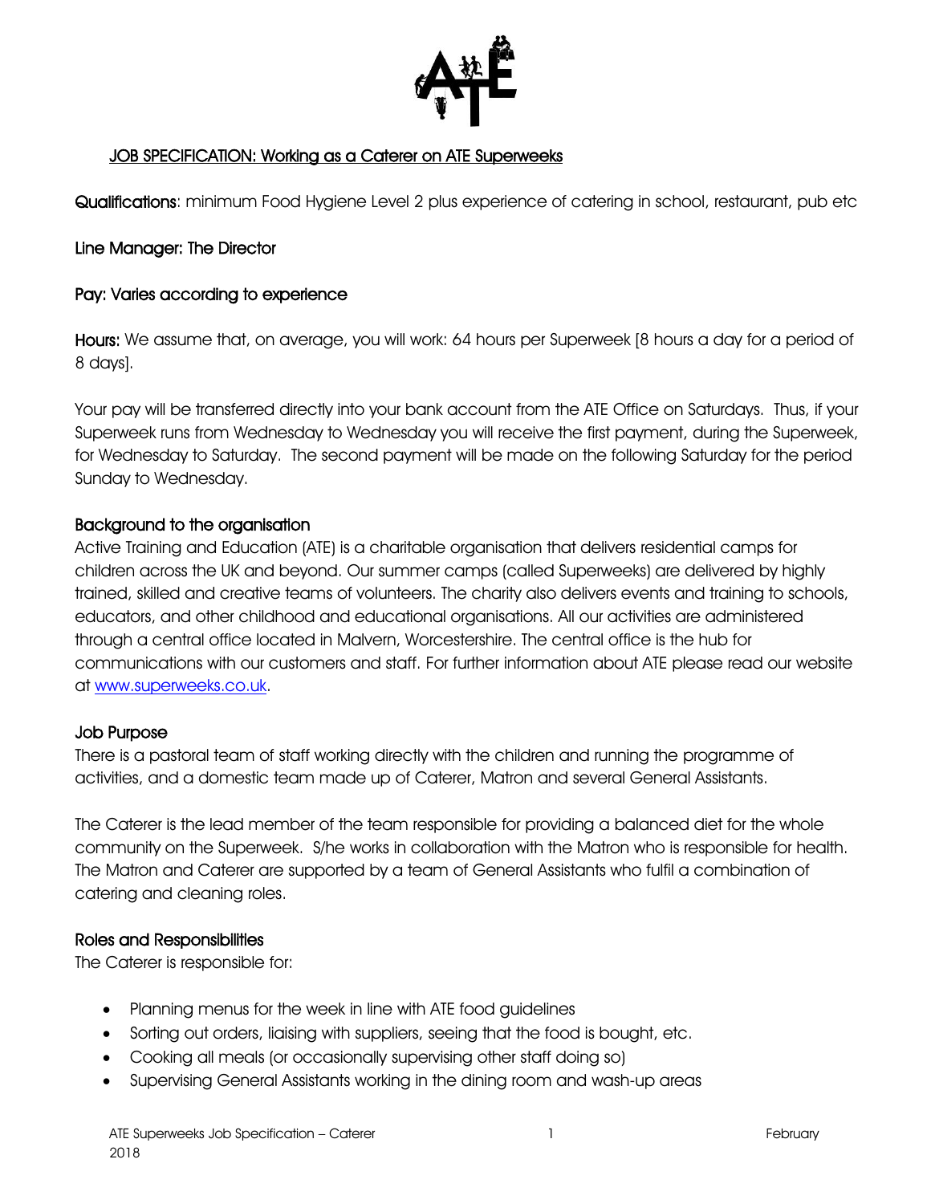# JOB SPECIFICATION: Working as a Caterer on ATE Superweeks

**Qualifications**: minimum Food Hygiene Level 2 plus experience of catering in school, restaurant, pub etc

**Line Manager: The Director**

**Pay: Varies according to experience**

**Hours:** We assume that, on average, you will work: 64 hours per Superweek [8 hours a day for a period of 8 days].

Your pay will be transferred directly into your bank account from the ATE Office on Saturdays. Thus, if your Superweek runs from Wednesday to Wednesday you will receive the first payment, during the Superweek, for Wednesday to Saturday. The second payment will be made on the following Saturday for the period Sunday to Wednesday.

## Background to the organisation

Active Training and Education (ATE) is a charitable organisation that delivers residential camps for children across the UK and beyond. Our summer camps (called Superweeks) are delivered by highly trained, skilled and creative teams of volunteers. The charity also delivers events and training to schools, educators, and other childhood and educational organisations. All our activities are administered through a central office located in Malvern, Worcestershire. The central office is the hub for communications with our customers and staff. For further information about ATE please read our website at www.superweeks.co.uk.

## Job Purpose

There is a pastoral team of staff working directly with the children and running the programme of activities, and a domestic team made up of Caterer, Matron and several General Assistants.

The Caterer is the lead member of the team responsible for providing a balanced diet for the whole community on the Superweek. S/he works in collaboration with the Matron who is responsible for health. The Matron and Caterer are supported by a team of General Assistants who fulfil a combination of catering and cleaning roles.

## Roles and Responsibilities

The Caterer is responsible for:

- Planning menus for the week in line with ATE food guidelines
- Sorting out orders, liaising with suppliers, seeing that the food is bought, etc.
- Cooking all meals (or occasionally supervising other staff doing so)
- Supervising General Assistants working in the dining room and wash-up areas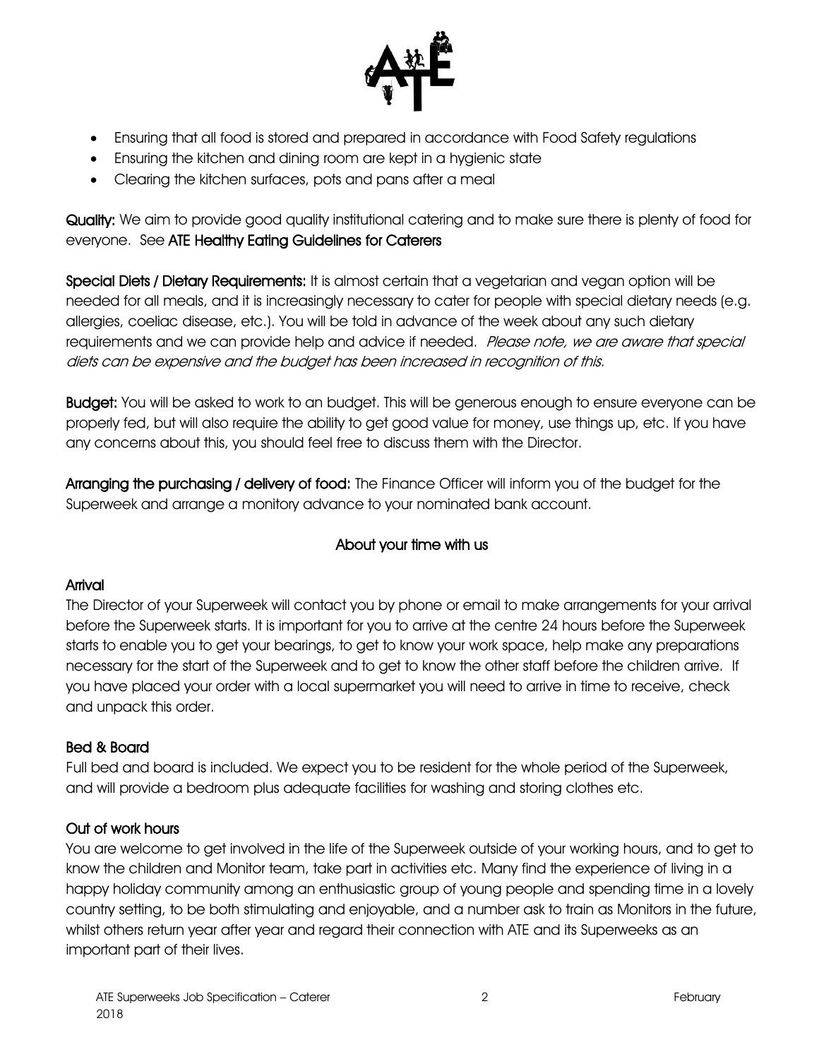- Ensuring that all food is stored and prepared in accordance with Food Safety regulations
- Ensuring the kitchen and dining room are kept in a hygienic state
- Clearing the kitchen surfaces, pots and pans after a meal

**Quality:** We aim to provide good quality institutional catering and to make sure there is plenty of food for everyone. See **ATE Healthy Eating Guidelines for Caterers**

**Special Diets / Dietary Requirements:** It is almost certain that a vegetarian and vegan option will be needed for all meals, and it is increasingly necessary to cater for people with special dietary needs (e.g. allergies, coeliac disease, etc.). You will be told in advance of the week about any such dietary requirements and we can provide help and advice if needed. *Please note, we are aware that special diets can be expensive and the budget has been increased in recognition of this.*

**Budget:** You will be asked to work to an budget. This will be generous enough to ensure everyone can be properly fed, but will also require the ability to get good value for money, use things up, etc. If you have any concerns about this, you should feel free to discuss them with the Director.

**Arranging the purchasing / delivery of food:** The Finance Officer will inform you of the budget for the Superweek and arrange a monitory advance to your nominated bank account.

## About your time with us

### Arrival

The Director of your Superweek will contact you by phone or email to make arrangements for your arrival before the Superweek starts. It is important for you to arrive at the centre 24 hours before the Superweek starts to enable you to get your bearings, to get to know your work space, help make any preparations necessary for the start of the Superweek and to get to know the other staff before the children arrive. If you have placed your order with a local supermarket you will need to arrive in time to receive, check and unpack this order.

### Bed & Board

Full bed and board is included. We expect you to be resident for the whole period of the Superweek, and will provide a bedroom plus adequate facilities for washing and storing clothes etc.

### Out of work hours

You are welcome to get involved in the life of the Superweek outside of your working hours, and to get to know the children and Monitor team, take part in activities etc. Many find the experience of living in a happy holiday community among an enthusiastic group of young people and spending time in a lovely country setting, to be both stimulating and enjoyable, and a number ask to train as Monitors in the future, whilst others return year after year and regard their connection with ATE and its Superweeks as an important part of their lives.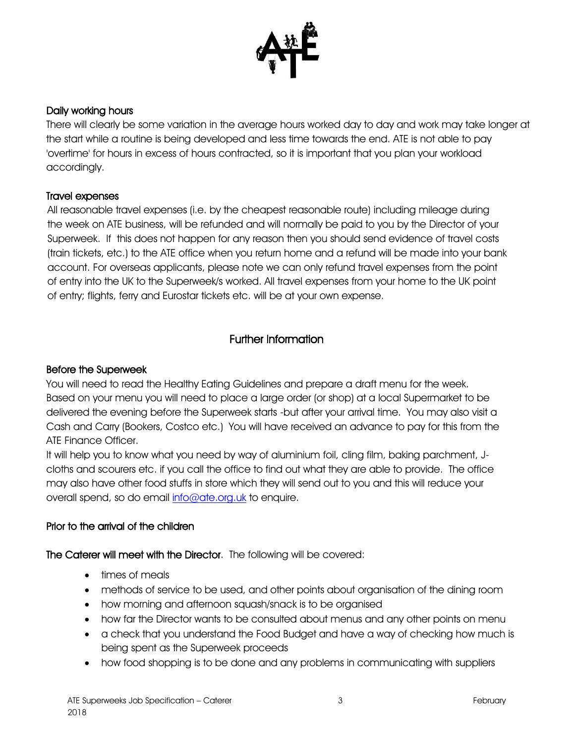### Daily working hours

There will clearly be some variation in the average hours worked day to day and work may take longer at the start while a routine is being developed and less time towards the end. ATE is not able to pay 'overtime' for hours in excess of hours contracted, so it is important that you plan your workload accordingly.

### Travel expenses

All reasonable travel expenses (i.e. by the cheapest reasonable route) including mileage during the week on ATE business, will be refunded and will normally be paid to you by the Director of your Superweek. If this does not happen for any reason then you should send evidence of travel costs (train tickets, etc.) to the ATE office when you return home and a refund will be made into your bank account. For overseas applicants, please note we can only refund travel expenses from the point of entry into the UK to the Superweek/s worked. All travel expenses from your home to the UK point of entry; flights, ferry and Eurostar tickets etc. will be at your own expense.

## Further Information

### Before the Superweek

You will need to read the Healthy Eating Guidelines and prepare a draft menu for the week. Based on your menu you will need to place a large order (or shop) at a local Supermarket to be delivered the evening before the Superweek starts -but after your arrival time. You may also visit a Cash and Carry (Bookers, Costco etc.) You will have received an advance to pay for this from the ATE Finance Officer.

It will help you to know what you need by way of aluminium foil, cling film, baking parchment, J-cloths and scourers etc. if you call the office to find out what they are able to provide. The office may also have other food stuffs in store which they will send out to you and this will reduce your overall spend, so do email [info@ate.org.uk](mailto:info@ate.org.uk) to enquire.

### Prior to the arrival of the children

**The Caterer will meet with the Director**. The following will be covered:

- times of meals
- methods of service to be used, and other points about organisation of the dining room
- how morning and afternoon squash/snack is to be organised
- how far the Director wants to be consulted about menus and any other points on menu
- a check that you understand the Food Budget and have a way of checking how much is being spent as the Superweek proceeds
- how food shopping is to be done and any problems in communicating with suppliers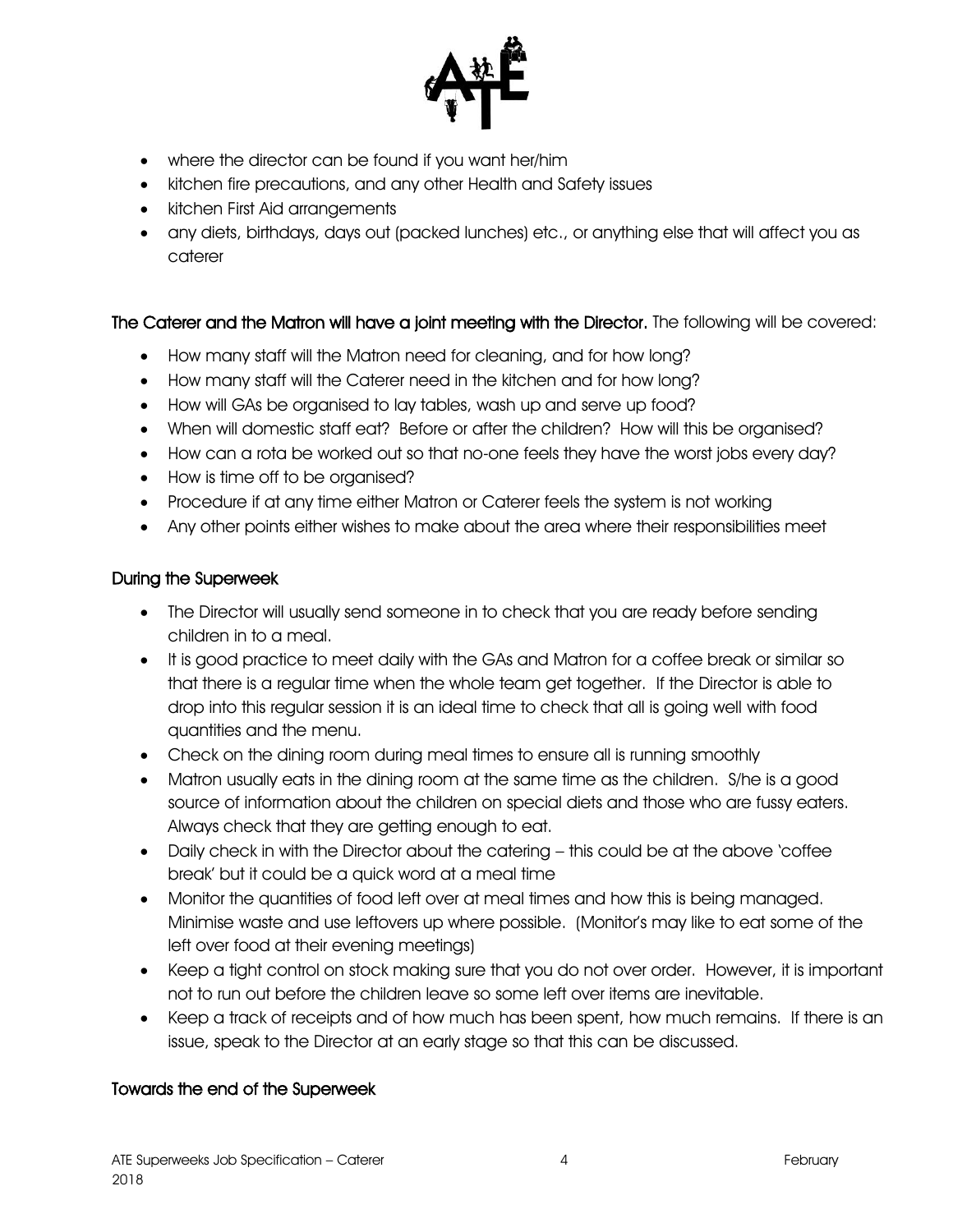- where the director can be found if you want her/him
- kitchen fire precautions, and any other Health and Safety issues
- kitchen First Aid arrangements
- any diets, birthdays, days out (packed lunches) etc., or anything else that will affect you as caterer

**The Caterer and the Matron will have a joint meeting with the Director.** The following will be covered:

- How many staff will the Matron need for cleaning, and for how long?
- How many staff will the Caterer need in the kitchen and for how long?
- How will GAs be organised to lay tables, wash up and serve up food?
- When will domestic staff eat? Before or after the children? How will this be organised?
- How can a rota be worked out so that no-one feels they have the worst jobs every day?
- How is time off to be organised?
- Procedure if at any time either Matron or Caterer feels the system is not working
- Any other points either wishes to make about the area where their responsibilities meet

## During the Superweek

- The Director will usually send someone in to check that you are ready before sending children in to a meal.
- It is good practice to meet daily with the GAs and Matron for a coffee break or similar so that there is a regular time when the whole team get together. If the Director is able to drop into this regular session it is an ideal time to check that all is going well with food quantities and the menu.
- Check on the dining room during meal times to ensure all is running smoothly
- Matron usually eats in the dining room at the same time as the children. S/he is a good source of information about the children on special diets and those who are fussy eaters. Always check that they are getting enough to eat.
- Daily check in with the Director about the catering – this could be at the above 'coffee break' but it could be a quick word at a meal time
- Monitor the quantities of food left over at meal times and how this is being managed. Minimise waste and use leftovers up where possible. (Monitor's may like to eat some of the left over food at their evening meetings)
- Keep a tight control on stock making sure that you do not over order. However, it is important not to run out before the children leave so some left over items are inevitable.
- Keep a track of receipts and of how much has been spent, how much remains. If there is an issue, speak to the Director at an early stage so that this can be discussed.

## Towards the end of the Superweek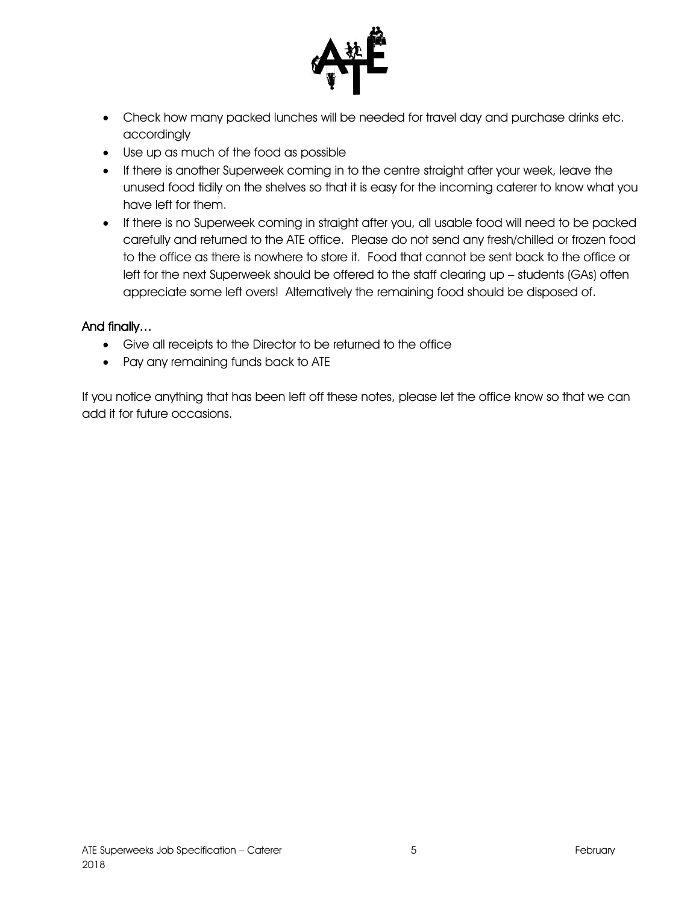- Check how many packed lunches will be needed for travel day and purchase drinks etc. accordingly
- Use up as much of the food as possible
- If there is another Superweek coming in to the centre straight after your week, leave the unused food tidily on the shelves so that it is easy for the incoming caterer to know what you have left for them.
- If there is no Superweek coming in straight after you, all usable food will need to be packed carefully and returned to the ATE office. Please do not send any fresh/chilled or frozen food to the office as there is nowhere to store it. Food that cannot be sent back to the office or left for the next Superweek should be offered to the staff clearing up – students (GAs) often appreciate some left overs! Alternatively the remaining food should be disposed of.

### And finally…

- Give all receipts to the Director to be returned to the office
- Pay any remaining funds back to ATE

If you notice anything that has been left off these notes, please let the office know so that we can add it for future occasions.